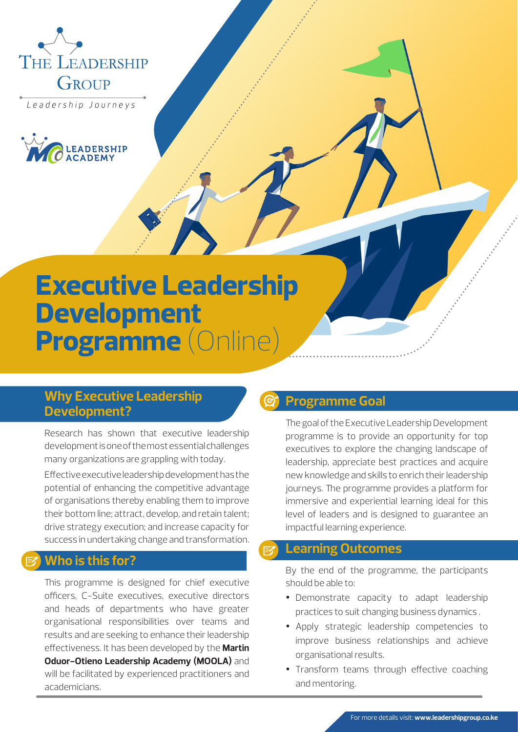THE LEADERSHIP GROUP

Leadership Journeys

MO LEADERSHIP ACADEMY

# Executive Leadership Development Programme (Online)

## Why Executive Leadership Development?

Research has shown that executive leadership development is one of the most essential challenges many organizations are grappling with today.

Effective executive leadership development has the potential of enhancing the competitive advantage of organisations thereby enabling them to improve their bottom line; attract, develop, and retain talent; drive strategy execution; and increase capacity for success in undertaking change and transformation.

## Who is this for?

This programme is designed for chief executive officers, C-Suite executives, executive directors and heads of departments who have greater organisational responsibilities over teams and results and are seeking to enhance their leadership effectiveness. It has been developed by the **Martin Oduor-Otieno Leadership Academy (MOOLA)** and will be facilitated by experienced practitioners and academicians.

## Programme Goal

The goal of the Executive Leadership Development programme is to provide an opportunity for top executives to explore the changing landscape of leadership, appreciate best practices and acquire new knowledge and skills to enrich their leadership journeys. The programme provides a platform for immersive and experiential learning ideal for this level of leaders and is designed to guarantee an impactful learning experience.

## Learning Outcomes

By the end of the programme, the participants should be able to:

- Demonstrate capacity to adapt leadership practices to suit changing business dynamics .
- Apply strategic leadership competencies to improve business relationships and achieve organisational results.
- Transform teams through effective coaching and mentoring.

For more details visit: **www.leadershipgroup.co.ke**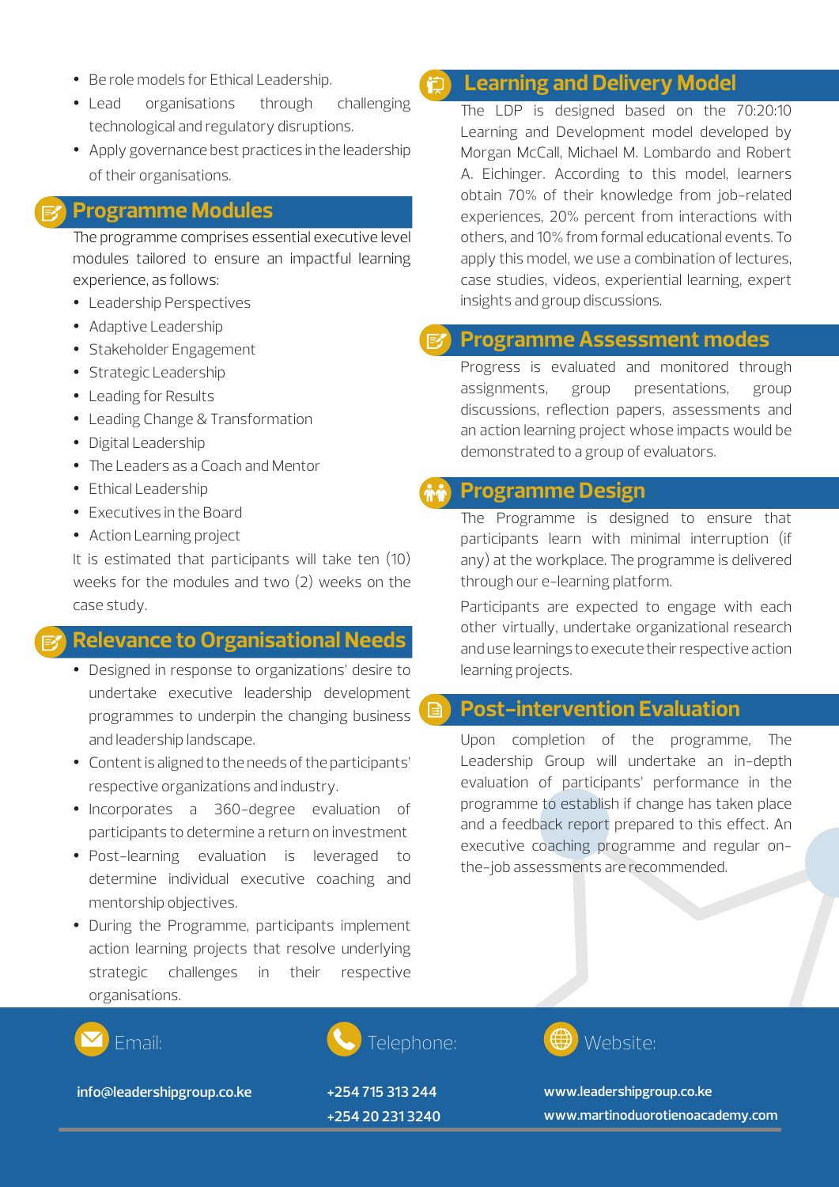- Be role models for Ethical Leadership.
- Lead organisations through challenging technological and regulatory disruptions.
- Apply governance best practices in the leadership of their organisations.

## Programme Modules

The programme comprises essential executive level modules tailored to ensure an impactful learning experience, as follows:

- Leadership Perspectives
- Adaptive Leadership
- Stakeholder Engagement
- Strategic Leadership
- Leading for Results
- Leading Change & Transformation
- Digital Leadership
- The Leaders as a Coach and Mentor
- Ethical Leadership
- Executives in the Board
- Action Learning project

It is estimated that participants will take ten (10) weeks for the modules and two (2) weeks on the case study.

## Relevance to Organisational Needs

- Designed in response to organizations' desire to undertake executive leadership development programmes to underpin the changing business and leadership landscape.
- Content is aligned to the needs of the participants' respective organizations and industry.
- Incorporates a 360-degree evaluation of participants to determine a return on investment
- Post-learning evaluation is leveraged to determine individual executive coaching and mentorship objectives.
- During the Programme, participants implement action learning projects that resolve underlying strategic challenges in their respective organisations.

## Learning and Delivery Model

The LDP is designed based on the 70:20:10 Learning and Development model developed by Morgan McCall, Michael M. Lombardo and Robert A. Eichinger. According to this model, learners obtain 70% of their knowledge from job-related experiences, 20% percent from interactions with others, and 10% from formal educational events. To apply this model, we use a combination of lectures, case studies, videos, experiential learning, expert insights and group discussions.

## Programme Assessment modes

Progress is evaluated and monitored through assignments, group presentations, group discussions, reflection papers, assessments and an action learning project whose impacts would be demonstrated to a group of evaluators.

## Programme Design

The Programme is designed to ensure that participants learn with minimal interruption (if any) at the workplace. The programme is delivered through our e-learning platform.

Participants are expected to engage with each other virtually, undertake organizational research and use learnings to execute their respective action learning projects.

## Post-intervention Evaluation

Upon completion of the programme, The Leadership Group will undertake an in-depth evaluation of participants' performance in the programme to establish if change has taken place and a feedback report prepared to this effect. An executive coaching programme and regular on-the-job assessments are recommended.

**Email:** info@leadershipgroup.co.ke

**Telephone:** +254 715 313 244, +254 20 231 3240

**Website:** www.leadershipgroup.co.ke, www.martinoduorotienoacademy.com